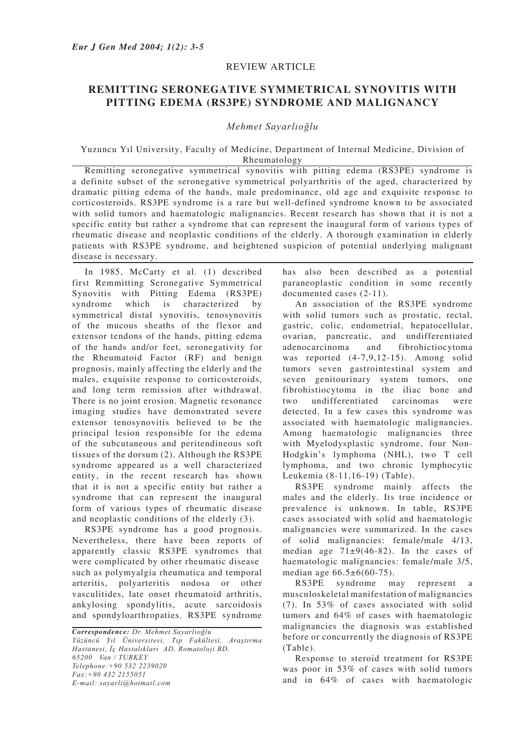REVIEW ARTICLE

# REMITTING SERONEGATIVE SYMMETRICAL SYNOVITIS WITH PITTING EDEMA (RS3PE) SYNDROME AND MALIGNANCY

*Mehmet Sayarlıoğlu*

Yuzuncu Yıl University, Faculty of Medicine, Department of Internal Medicine, Division of Rheumatology

Remitting seronegative symmetrical synovitis with pitting edema (RS3PE) syndrome is a definite subset of the seronegative symmetrical polyarthritis of the aged, characterized by dramatic pitting edema of the hands, male predominance, old age and exquisite response to corticosteroids. RS3PE syndrome is a rare but well-defined syndrome known to be associated with solid tumors and haematologic malignancies. Recent research has shown that it is not a specific entity but rather a syndrome that can represent the inaugural form of various types of rheumatic disease and neoplastic conditions of the elderly. A thorough examination in elderly patients with RS3PE syndrome, and heightened suspicion of potential underlying malignant disease is necessary.

In 1985, McCarty et al. (1) described first Remmitting Seronegative Symmetrical Synovitis with Pitting Edema (RS3PE) syndrome which is characterized by symmetrical distal synovitis, tenosynovitis of the mucous sheaths of the flexor and extensor tendons of the hands, pitting edema of the hands and/or feet, seronegativity for the Rheumatoid Factor (RF) and benign prognosis, mainly affecting the elderly and the males, exquisite response to corticosteroids, and long term remission after withdrawal. There is no joint erosion. Magnetic resonance imaging studies have demonstrated severe extensor tenosynovitis believed to be the principal lesion responsible for the edema of the subcutaneous and peritendineous soft tissues of the dorsum (2). Although the RS3PE syndrome appeared as a well characterized entity, in the recent research has shown that it is not a specific entity but rather a syndrome that can represent the inaugural form of various types of rheumatic disease and neoplastic conditions of the elderly (3).

RS3PE syndrome has a good prognosis. Nevertheless, there have been reports of apparently classic RS3PE syndromes that were complicated by other rheumatic disease such as polymyalgia rheumatica and temporal arteritis, polyarteritis nodosa or other vasculitides, late onset rheumatoid arthritis, ankylosing spondylitis, acute sarcoidosis and spondyloarthropaties. RS3PE syndrome has also been described as a potential paraneoplastic condition in some recently documented cases (2-11).

An association of the RS3PE syndrome with solid tumors such as prostatic, rectal, gastric, colic, endometrial, hepatocellular, ovarian, pancreatic, and undifferentiated adenocarcinoma and fibrohictiocytoma was reported (4-7,9,12-15). Among solid tumors seven gastrointestinal system and seven genitourinary system tumors, one fibrohistiocytoma in the iliac bone and two undifferentiated carcinomas were detected. In a few cases this syndrome was associated with haematologic malignancies. Among haematologic malignancies three with Myelodysplastic syndrome, four Non-Hodgkin's lymphoma (NHL), two T cell lymphoma, and two chronic lymphocytic Leukemia (8-11,16-19) (Table).

RS3PE syndrome mainly affects the males and the elderly. Its true incidence or prevalence is unknown. In table, RS3PE cases associated with solid and haematologic malignancies were summarized. In the cases of solid malignancies: female/male 4/13, median age 71±9(46-82). In the cases of haematologic malignancies: female/male 3/5, median age 66.5±6(60-75).

RS3PE syndrome may represent a musculoskeletal manifestation of malignancies (7). In 53% of cases associated with solid tumors and 64% of cases with haematologic malignancies the diagnosis was established before or concurrently the diagnosis of RS3PE (Table).

Response to steroid treatment for RS3PE was poor in 53% of cases with solid tumors and in 64% of cases with haematologic

*Correspondence: Dr. Mehmet Sayarlıoğlu*
*Yüzüncü Yıl Üniversitesi, Tıp Fakültesi, Araştırma Hastanesi, İç Hastalıkları AD, Romatoloji BD.*
*65200 Van / TURKEY*
*Telephone:+90 532 2239020*
*Fax:+90 432 2155051*
*E-mail: sayarli@hotmail.com*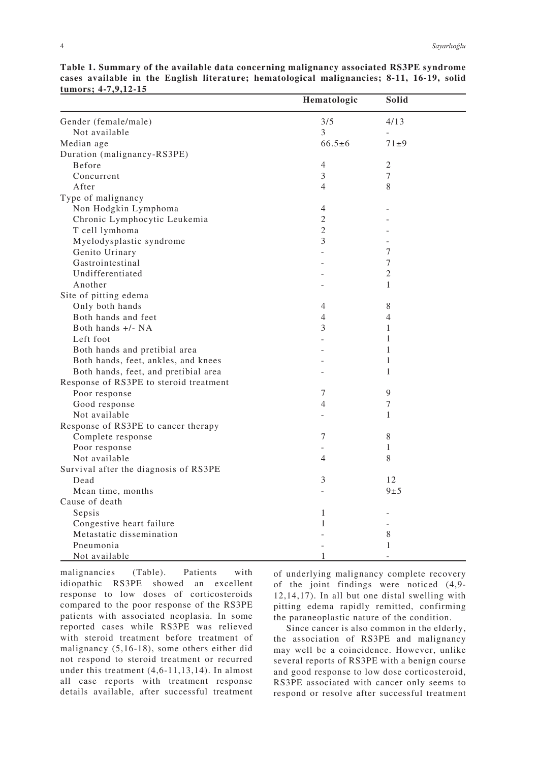**Table 1. Summary of the available data concerning malignancy associated RS3PE syndrome cases available in the English literature; hematological malignancies; 8-11, 16-19, solid tumors; 4-7,9,12-15**

| | Hematologic | Solid |
|---|---|---|
| Gender (female/male) | 3/5 | 4/13 |
| Not available | 3 | - |
| Median age | 66.5±6 | 71±9 |
| Duration (malignancy-RS3PE) | | |
| Before | 4 | 2 |
| Concurrent | 3 | 7 |
| After | 4 | 8 |
| Type of malignancy | | |
| Non Hodgkin Lymphoma | 4 | - |
| Chronic Lymphocytic Leukemia | 2 | - |
| T cell lymhoma | 2 | - |
| Myelodysplastic syndrome | 3 | - |
| Genito Urinary | - | 7 |
| Gastrointestinal | - | 7 |
| Undifferentiated | - | 2 |
| Another | - | 1 |
| Site of pitting edema | | |
| Only both hands | 4 | 8 |
| Both hands and feet | 4 | 4 |
| Both hands +/- NA | 3 | 1 |
| Left foot | - | 1 |
| Both hands and pretibial area | - | 1 |
| Both hands, feet, ankles, and knees | - | 1 |
| Both hands, feet, and pretibial area | - | 1 |
| Response of RS3PE to steroid treatment | | |
| Poor response | 7 | 9 |
| Good response | 4 | 7 |
| Not available | - | 1 |
| Response of RS3PE to cancer therapy | | |
| Complete response | 7 | 8 |
| Poor response | - | 1 |
| Not available | 4 | 8 |
| Survival after the diagnosis of RS3PE | | |
| Dead | 3 | 12 |
| Mean time, months | - | 9±5 |
| Cause of death | | |
| Sepsis | 1 | - |
| Congestive heart failure | 1 | - |
| Metastatic dissemination | - | 8 |
| Pneumonia | - | 1 |
| Not available | 1 | - |

malignancies (Table). Patients with idiopathic RS3PE showed an excellent response to low doses of corticosteroids compared to the poor response of the RS3PE patients with associated neoplasia. In some reported cases while RS3PE was relieved with steroid treatment before treatment of malignancy (5,16-18), some others either did not respond to steroid treatment or recurred under this treatment (4,6-11,13,14). In almost all case reports with treatment response details available, after successful treatment of underlying malignancy complete recovery of the joint findings were noticed (4,9-12,14,17). In all but one distal swelling with pitting edema rapidly remitted, confirming the paraneoplastic nature of the condition.

Since cancer is also common in the elderly, the association of RS3PE and malignancy may well be a coincidence. However, unlike several reports of RS3PE with a benign course and good response to low dose corticosteroid, RS3PE associated with cancer only seems to respond or resolve after successful treatment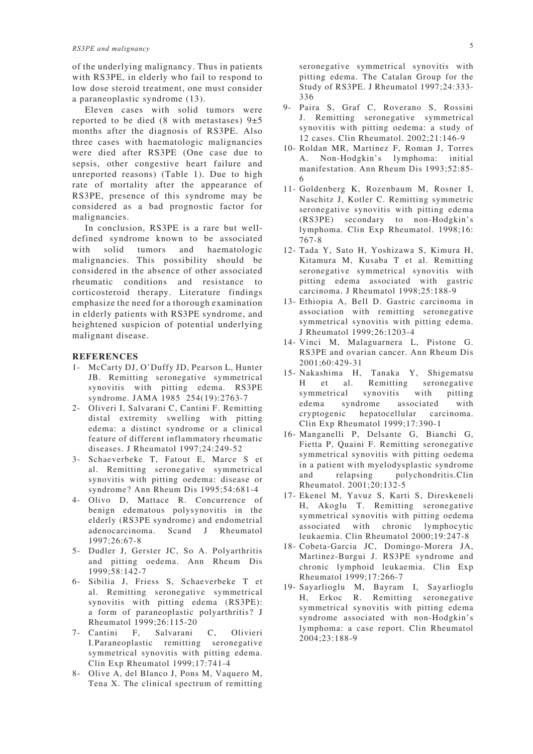of the underlying malignancy. Thus in patients with RS3PE, in elderly who fail to respond to low dose steroid treatment, one must consider a paraneoplastic syndrome (13).

Eleven cases with solid tumors were reported to be died (8 with metastases) 9±5 months after the diagnosis of RS3PE. Also three cases with haematologic malignancies were died after RS3PE (One case due to sepsis, other congestive heart failure and unreported reasons) (Table 1). Due to high rate of mortality after the appearance of RS3PE, presence of this syndrome may be considered as a bad prognostic factor for malignancies.

In conclusion, RS3PE is a rare but well-defined syndrome known to be associated with solid tumors and haematologic malignancies. This possibility should be considered in the absence of other associated rheumatic conditions and resistance to corticosteroid therapy. Literature findings emphasize the need for a thorough examination in elderly patients with RS3PE syndrome, and heightened suspicion of potential underlying malignant disease.

## REFERENCES

1- McCarty DJ, O'Duffy JD, Pearson L, Hunter JB. Remitting seronegative symmetrical synovitis with pitting edema. RS3PE syndrome. JAMA 1985 254(19):2763-7

2- Oliveri I, Salvarani C, Cantini F. Remitting distal extremity swelling with pitting edema: a distinct syndrome or a clinical feature of different inflammatory rheumatic diseases. J Rheumatol 1997;24:249-52

3- Schaeverbeke T, Fatout E, Marce S et al. Remitting seronegative symmetrical synovitis with pitting oedema: disease or syndrome? Ann Rheum Dis 1995;54:681-4

4- Olivo D, Mattace R. Concurrence of benign edematous polysynovitis in the elderly (RS3PE syndrome) and endometrial adenocarcinoma. Scand J Rheumatol 1997;26:67-8

5- Dudler J, Gerster JC, So A. Polyarthritis and pitting oedema. Ann Rheum Dis 1999;58:142-7

6- Sibilia J, Friess S, Schaeverbeke T et al. Remitting seronegative symmetrical synovitis with pitting edema (RS3PE): a form of paraneoplastic polyarthritis? J Rheumatol 1999;26:115-20

7- Cantini F, Salvarani C, Olivieri I.Paraneoplastic remitting seronegative symmetrical synovitis with pitting edema. Clin Exp Rheumatol 1999;17:741-4

8- Olive A, del Blanco J, Pons M, Vaquero M, Tena X. The clinical spectrum of remitting seronegative symmetrical synovitis with pitting edema. The Catalan Group for the Study of RS3PE. J Rheumatol 1997;24:333-336

9- Paira S, Graf C, Roverano S, Rossini J. Remitting seronegative symmetrical synovitis with pitting oedema: a study of 12 cases. Clin Rheumatol. 2002;21:146-9

10- Roldan MR, Martinez F, Roman J, Torres A. Non-Hodgkin's lymphoma: initial manifestation. Ann Rheum Dis 1993;52:85-6

11- Goldenberg K, Rozenbaum M, Rosner I, Naschitz J, Kotler C. Remitting symmetric seronegative synovitis with pitting edema (RS3PE) secondary to non-Hodgkin's lymphoma. Clin Exp Rheumatol. 1998;16:767-8

12- Tada Y, Sato H, Yoshizawa S, Kimura H, Kitamura M, Kusaba T et al. Remitting seronegative symmetrical synovitis with pitting edema associated with gastric carcinoma. J Rheumatol 1998;25:188-9

13- Ethiopia A, Bell D. Gastric carcinoma in association with remitting seronegative symmetrical synovitis with pitting edema. J Rheumatol 1999;26:1203-4

14- Vinci M, Malaguarnera L, Pistone G. RS3PE and ovarian cancer. Ann Rheum Dis 2001;60:429-31

15- Nakashima H, Tanaka Y, Shigematsu H et al. Remitting seronegative symmetrical synovitis with pitting edema syndrome associated with cryptogenic hepatocellular carcinoma. Clin Exp Rheumatol 1999;17:390-1

16- Manganelli P, Delsante G, Bianchi G, Fietta P, Quaini F. Remitting seronegative symmetrical synovitis with pitting oedema in a patient with myelodysplastic syndrome and relapsing polychondritis.Clin Rheumatol. 2001;20:132-5

17- Ekenel M, Yavuz S, Karti S, Direskeneli H, Akoglu T. Remitting seronegative symmetrical synovitis with pitting oedema associated with chronic lymphocytic leukaemia. Clin Rheumatol 2000;19:247-8

18- Cobeta-Garcia JC, Domingo-Morera JA, Martinez-Burgui J. RS3PE syndrome and chronic lymphoid leukaemia. Clin Exp Rheumatol 1999;17:266-7

19- Sayarlioglu M, Bayram I, Sayarlioglu H, Erkoc R. Remitting seronegative symmetrical synovitis with pitting edema syndrome associated with non-Hodgkin's lymphoma: a case report. Clin Rheumatol 2004;23:188-9